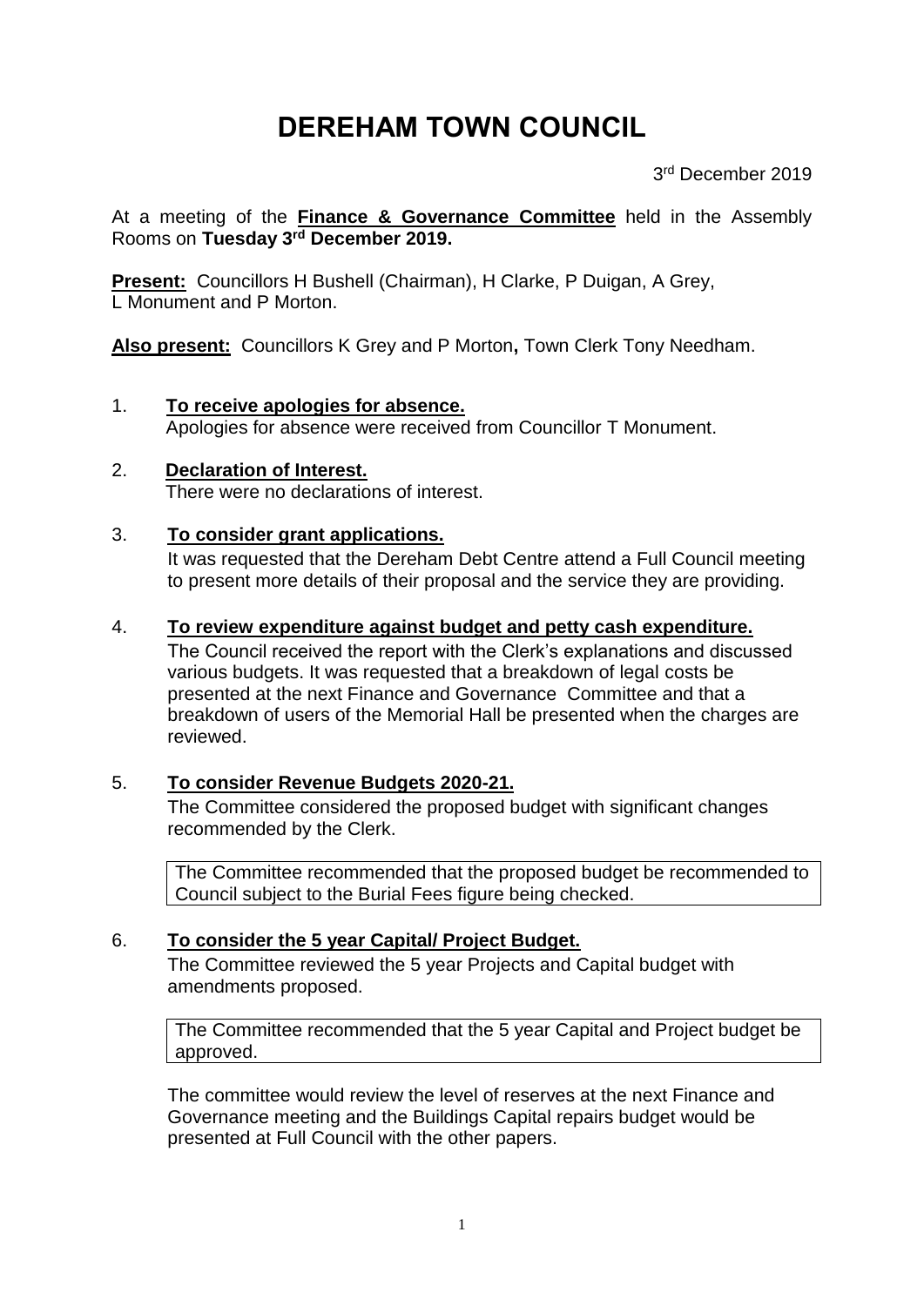# DEREHAM TOWN COUNCIL

3rd December 2019

At a meeting of the **Finance & Governance Committee** held in the Assembly Rooms on **Tuesday 3rd December 2019.**

**Present:** Councillors H Bushell (Chairman), H Clarke, P Duigan, A Grey, L Monument and P Morton.

**Also present:** Councillors K Grey and P Morton**,** Town Clerk Tony Needham.

1. **To receive apologies for absence.**
   Apologies for absence were received from Councillor T Monument.

2. **Declaration of Interest.**
   There were no declarations of interest.

3. **To consider grant applications.**
   It was requested that the Dereham Debt Centre attend a Full Council meeting to present more details of their proposal and the service they are providing.

4. **To review expenditure against budget and petty cash expenditure.**
   The Council received the report with the Clerk's explanations and discussed various budgets. It was requested that a breakdown of legal costs be presented at the next Finance and Governance Committee and that a breakdown of users of the Memorial Hall be presented when the charges are reviewed.

5. **To consider Revenue Budgets 2020-21.**
   The Committee considered the proposed budget with significant changes recommended by the Clerk.

   The Committee recommended that the proposed budget be recommended to Council subject to the Burial Fees figure being checked.

6. **To consider the 5 year Capital/ Project Budget.**
   The Committee reviewed the 5 year Projects and Capital budget with amendments proposed.

   The Committee recommended that the 5 year Capital and Project budget be approved.

   The committee would review the level of reserves at the next Finance and Governance meeting and the Buildings Capital repairs budget would be presented at Full Council with the other papers.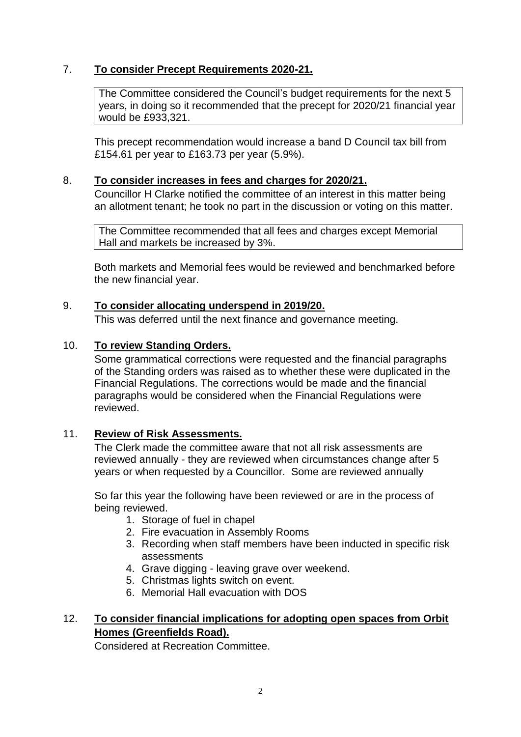## 7. **To consider Precept Requirements 2020-21.**

The Committee considered the Council's budget requirements for the next 5 years, in doing so it recommended that the precept for 2020/21 financial year would be £933,321.

This precept recommendation would increase a band D Council tax bill from £154.61 per year to £163.73 per year (5.9%).

## 8. **To consider increases in fees and charges for 2020/21.**

Councillor H Clarke notified the committee of an interest in this matter being an allotment tenant; he took no part in the discussion or voting on this matter.

The Committee recommended that all fees and charges except Memorial Hall and markets be increased by 3%.

Both markets and Memorial fees would be reviewed and benchmarked before the new financial year.

## 9. **To consider allocating underspend in 2019/20.**

This was deferred until the next finance and governance meeting.

## 10. **To review Standing Orders.**

Some grammatical corrections were requested and the financial paragraphs of the Standing orders was raised as to whether these were duplicated in the Financial Regulations. The corrections would be made and the financial paragraphs would be considered when the Financial Regulations were reviewed.

## 11. **Review of Risk Assessments.**

The Clerk made the committee aware that not all risk assessments are reviewed annually - they are reviewed when circumstances change after 5 years or when requested by a Councillor. Some are reviewed annually

So far this year the following have been reviewed or are in the process of being reviewed.

1. Storage of fuel in chapel
2. Fire evacuation in Assembly Rooms
3. Recording when staff members have been inducted in specific risk assessments
4. Grave digging - leaving grave over weekend.
5. Christmas lights switch on event.
6. Memorial Hall evacuation with DOS

## 12. **To consider financial implications for adopting open spaces from Orbit Homes (Greenfields Road).**

Considered at Recreation Committee.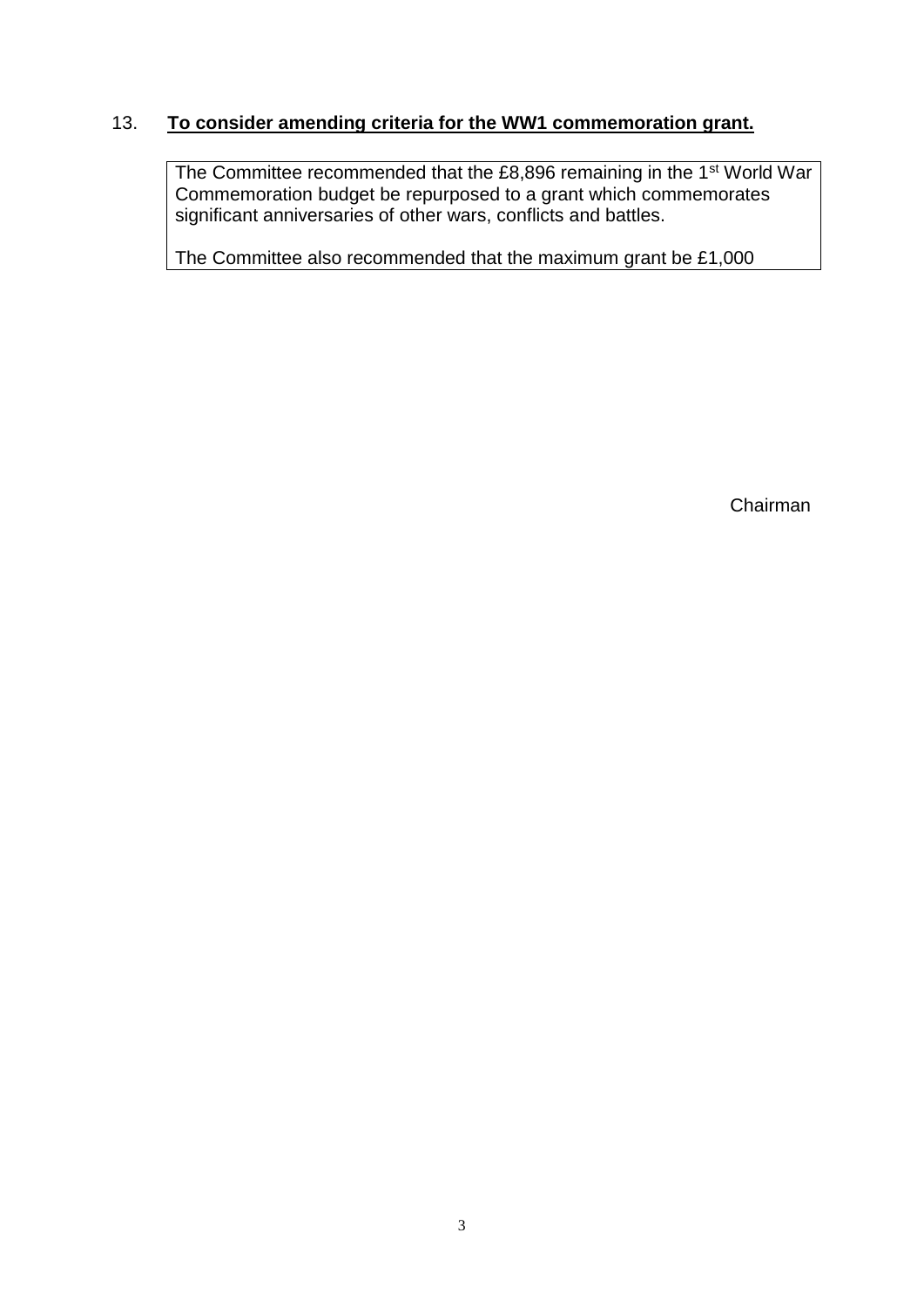13. **To consider amending criteria for the WW1 commemoration grant.**

The Committee recommended that the £8,896 remaining in the 1st World War Commemoration budget be repurposed to a grant which commemorates significant anniversaries of other wars, conflicts and battles.

The Committee also recommended that the maximum grant be £1,000

Chairman